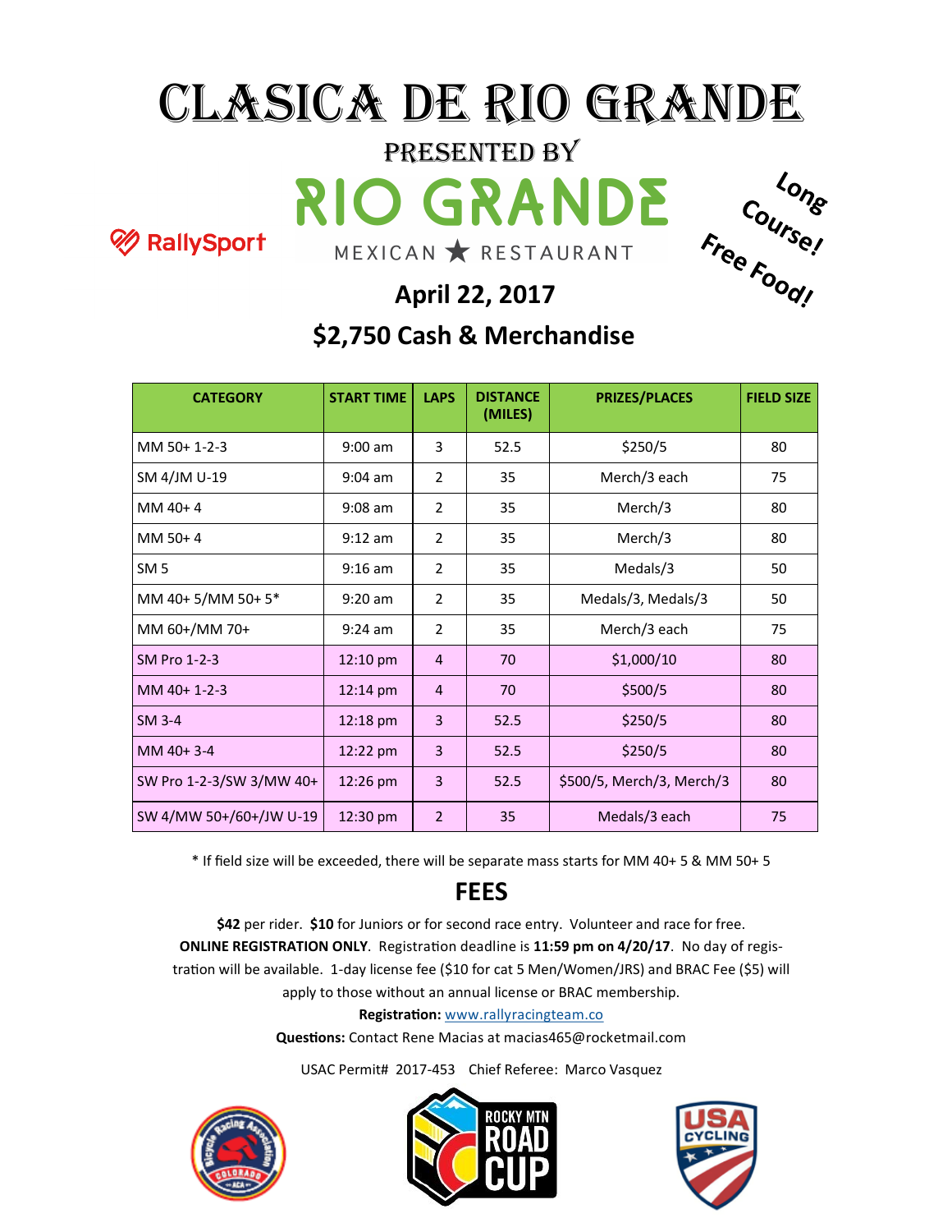# CLASICA DE RIO GRANDE

## PRESENTED BY

RIO GRANDE
MEXICAN ★ RESTAURANT

RallySport

Long Course! Free Food!

**April 22, 2017**

**$2,750 Cash & Merchandise**

| CATEGORY | START TIME | LAPS | DISTANCE (MILES) | PRIZES/PLACES | FIELD SIZE |
|---|---|---|---|---|---|
| MM 50+ 1-2-3 | 9:00 am | 3 | 52.5 | $250/5 | 80 |
| SM 4/JM U-19 | 9:04 am | 2 | 35 | Merch/3 each | 75 |
| MM 40+ 4 | 9:08 am | 2 | 35 | Merch/3 | 80 |
| MM 50+ 4 | 9:12 am | 2 | 35 | Merch/3 | 80 |
| SM 5 | 9:16 am | 2 | 35 | Medals/3 | 50 |
| MM 40+ 5/MM 50+ 5* | 9:20 am | 2 | 35 | Medals/3, Medals/3 | 50 |
| MM 60+/MM 70+ | 9:24 am | 2 | 35 | Merch/3 each | 75 |
| SM Pro 1-2-3 | 12:10 pm | 4 | 70 | $1,000/10 | 80 |
| MM 40+ 1-2-3 | 12:14 pm | 4 | 70 | $500/5 | 80 |
| SM 3-4 | 12:18 pm | 3 | 52.5 | $250/5 | 80 |
| MM 40+ 3-4 | 12:22 pm | 3 | 52.5 | $250/5 | 80 |
| SW Pro 1-2-3/SW 3/MW 40+ | 12:26 pm | 3 | 52.5 | $500/5, Merch/3, Merch/3 | 80 |
| SW 4/MW 50+/60+/JW U-19 | 12:30 pm | 2 | 35 | Medals/3 each | 75 |

* If field size will be exceeded, there will be separate mass starts for MM 40+ 5 & MM 50+ 5

## FEES

**$42** per rider. **$10** for Juniors or for second race entry. Volunteer and race for free. **ONLINE REGISTRATION ONLY**. Registration deadline is **11:59 pm on 4/20/17**. No day of registration will be available. 1-day license fee ($10 for cat 5 Men/Women/JRS) and BRAC Fee ($5) will apply to those without an annual license or BRAC membership.

**Registration:** www.rallyracingteam.co

**Questions:** Contact Rene Macias at macias465@rocketmail.com

USAC Permit# 2017-453 Chief Referee: Marco Vasquez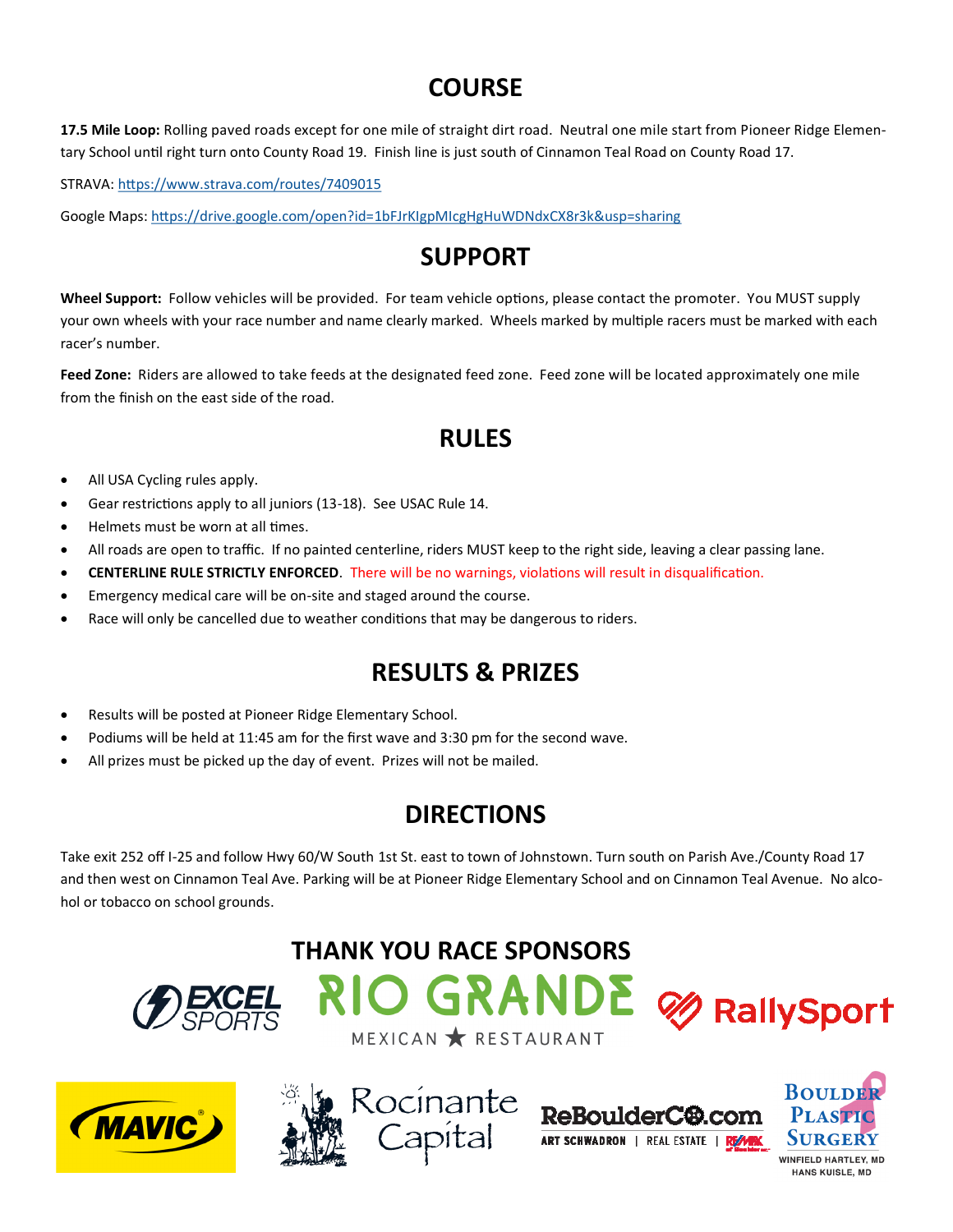## COURSE

**17.5 Mile Loop:** Rolling paved roads except for one mile of straight dirt road. Neutral one mile start from Pioneer Ridge Elementary School until right turn onto County Road 19. Finish line is just south of Cinnamon Teal Road on County Road 17.

STRAVA: https://www.strava.com/routes/7409015

Google Maps: https://drive.google.com/open?id=1bFJrKIgpMIcgHgHuWDNdxCX8r3k&usp=sharing

## SUPPORT

**Wheel Support:** Follow vehicles will be provided. For team vehicle options, please contact the promoter. You MUST supply your own wheels with your race number and name clearly marked. Wheels marked by multiple racers must be marked with each racer's number.

**Feed Zone:** Riders are allowed to take feeds at the designated feed zone. Feed zone will be located approximately one mile from the finish on the east side of the road.

## RULES

- All USA Cycling rules apply.
- Gear restrictions apply to all juniors (13-18). See USAC Rule 14.
- Helmets must be worn at all times.
- All roads are open to traffic. If no painted centerline, riders MUST keep to the right side, leaving a clear passing lane.
- **CENTERLINE RULE STRICTLY ENFORCED**. There will be no warnings, violations will result in disqualification.
- Emergency medical care will be on-site and staged around the course.
- Race will only be cancelled due to weather conditions that may be dangerous to riders.

## RESULTS & PRIZES

- Results will be posted at Pioneer Ridge Elementary School.
- Podiums will be held at 11:45 am for the first wave and 3:30 pm for the second wave.
- All prizes must be picked up the day of event. Prizes will not be mailed.

## DIRECTIONS

Take exit 252 off I-25 and follow Hwy 60/W South 1st St. east to town of Johnstown. Turn south on Parish Ave./County Road 17 and then west on Cinnamon Teal Ave. Parking will be at Pioneer Ridge Elementary School and on Cinnamon Teal Avenue. No alcohol or tobacco on school grounds.

## THANK YOU RACE SPONSORS

EXCEL SPORTS

RIO GRANDE MEXICAN ★ RESTAURANT

RallySport

MAVIC

Rocinante Capital

ReBoulderCO.com
ART SCHWADRON | REAL ESTATE | RE/MAX

Boulder Plastic Surgery
WINFIELD HARTLEY, MD
HANS KUISLE, MD